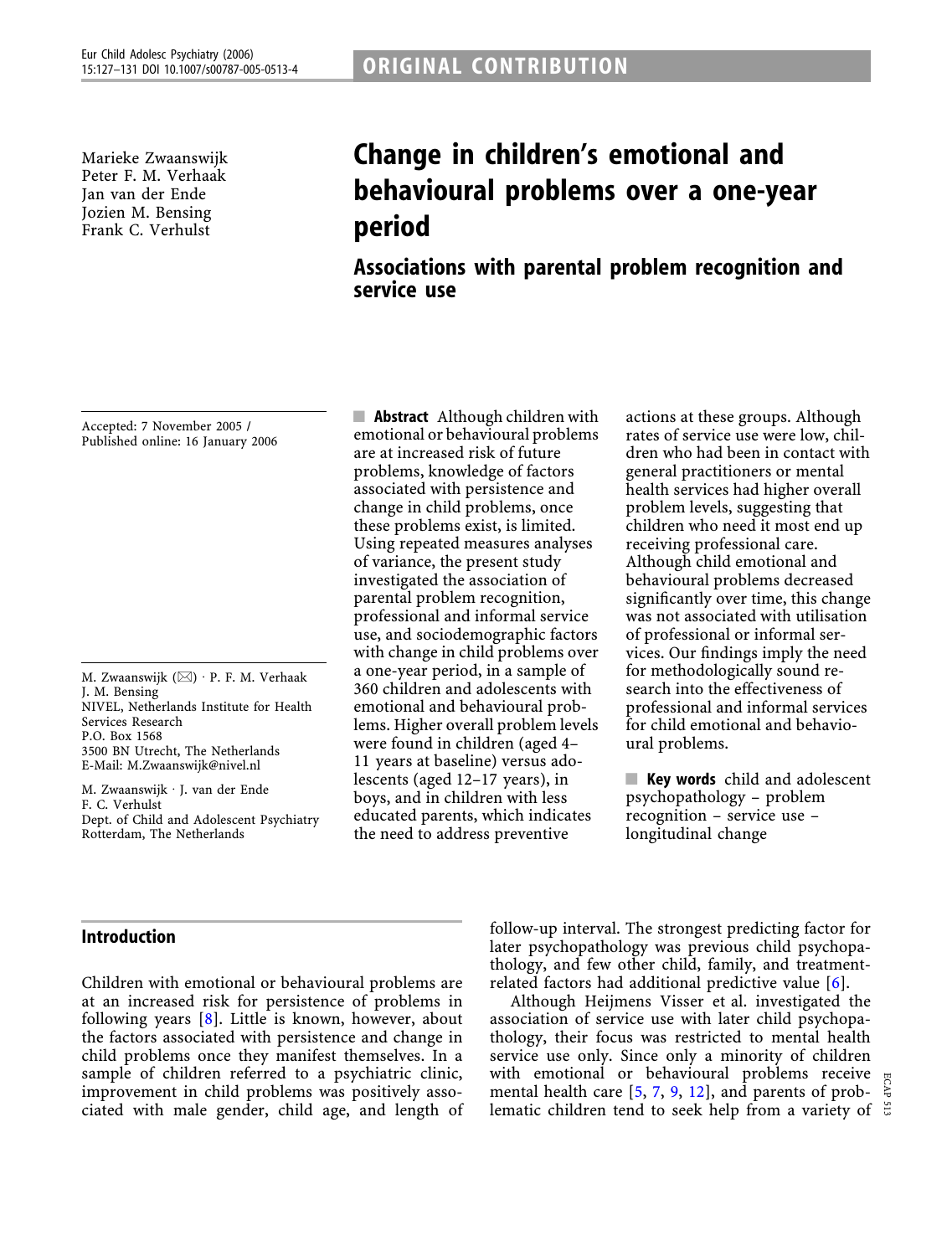ORIGINAL CONTRIBUTION

Marieke Zwaanswijk
Peter F. M. Verhaak
Jan van der Ende
Jozien M. Bensing
Frank C. Verhulst

# Change in children's emotional and behavioural problems over a one-year period

## Associations with parental problem recognition and service use

Accepted: 7 November 2005 /
Published online: 16 January 2006

M. Zwaanswijk (✉) · P. F. M. Verhaak
J. M. Bensing
NIVEL, Netherlands Institute for Health Services Research
P.O. Box 1568
3500 BN Utrecht, The Netherlands
E-Mail: M.Zwaanswijk@nivel.nl

M. Zwaanswijk · J. van der Ende
F. C. Verhulst
Dept. of Child and Adolescent Psychiatry
Rotterdam, The Netherlands

**Abstract** Although children with emotional or behavioural problems are at increased risk of future problems, knowledge of factors associated with persistence and change in child problems, once these problems exist, is limited. Using repeated measures analyses of variance, the present study investigated the association of parental problem recognition, professional and informal service use, and sociodemographic factors with change in child problems over a one-year period, in a sample of 360 children and adolescents with emotional and behavioural problems. Higher overall problem levels were found in children (aged 4–11 years at baseline) versus adolescents (aged 12–17 years), in boys, and in children with less educated parents, which indicates the need to address preventive actions at these groups. Although rates of service use were low, children who had been in contact with general practitioners or mental health services had higher overall problem levels, suggesting that children who need it most end up receiving professional care. Although child emotional and behavioural problems decreased significantly over time, this change was not associated with utilisation of professional or informal services. Our findings imply the need for methodologically sound research into the effectiveness of professional and informal services for child emotional and behavioural problems.

**Key words** child and adolescent psychopathology – problem recognition – service use – longitudinal change

## Introduction

Children with emotional or behavioural problems are at an increased risk for persistence of problems in following years [8]. Little is known, however, about the factors associated with persistence and change in child problems once they manifest themselves. In a sample of children referred to a psychiatric clinic, improvement in child problems was positively associated with male gender, child age, and length of follow-up interval. The strongest predicting factor for later psychopathology was previous child psychopathology, and few other child, family, and treatment-related factors had additional predictive value [6].

Although Heijmens Visser et al. investigated the association of service use with later child psychopathology, their focus was restricted to mental health service use only. Since only a minority of children with emotional or behavioural problems receive mental health care [5, 7, 9, 12], and parents of problematic children tend to seek help from a variety of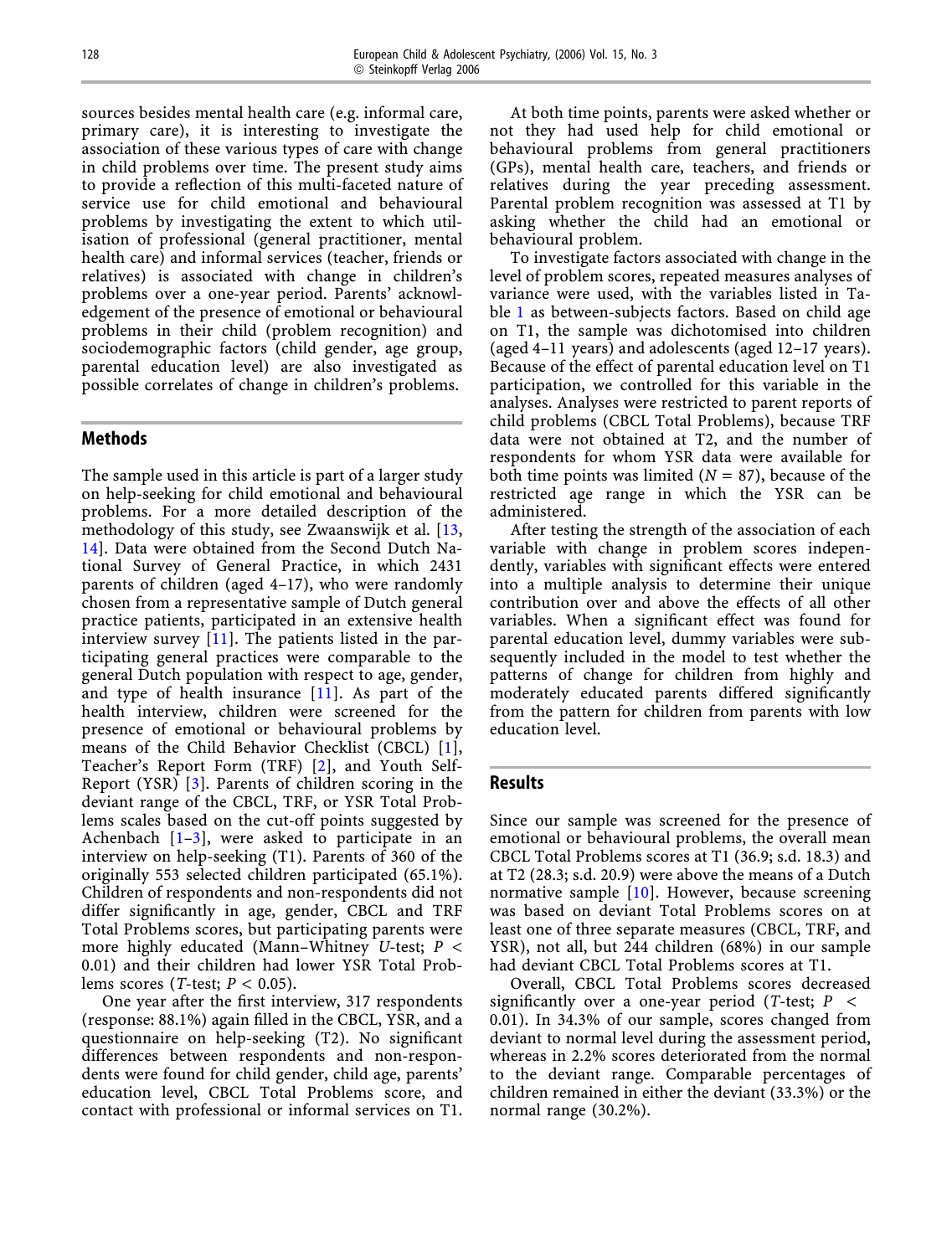sources besides mental health care (e.g. informal care, primary care), it is interesting to investigate the association of these various types of care with change in child problems over time. The present study aims to provide a reflection of this multi-faceted nature of service use for child emotional and behavioural problems by investigating the extent to which utilisation of professional (general practitioner, mental health care) and informal services (teacher, friends or relatives) is associated with change in children's problems over a one-year period. Parents' acknowledgement of the presence of emotional or behavioural problems in their child (problem recognition) and sociodemographic factors (child gender, age group, parental education level) are also investigated as possible correlates of change in children's problems.

## Methods

The sample used in this article is part of a larger study on help-seeking for child emotional and behavioural problems. For a more detailed description of the methodology of this study, see Zwaanswijk et al. [13, 14]. Data were obtained from the Second Dutch National Survey of General Practice, in which 2431 parents of children (aged 4–17), who were randomly chosen from a representative sample of Dutch general practice patients, participated in an extensive health interview survey [11]. The patients listed in the participating general practices were comparable to the general Dutch population with respect to age, gender, and type of health insurance [11]. As part of the health interview, children were screened for the presence of emotional or behavioural problems by means of the Child Behavior Checklist (CBCL) [1], Teacher's Report Form (TRF) [2], and Youth Self-Report (YSR) [3]. Parents of children scoring in the deviant range of the CBCL, TRF, or YSR Total Problems scales based on the cut-off points suggested by Achenbach [1–3], were asked to participate in an interview on help-seeking (T1). Parents of 360 of the originally 553 selected children participated (65.1%). Children of respondents and non-respondents did not differ significantly in age, gender, CBCL and TRF Total Problems scores, but participating parents were more highly educated (Mann–Whitney *U*-test; $P < 0.01$) and their children had lower YSR Total Problems scores (*T*-test; $P < 0.05$).

One year after the first interview, 317 respondents (response: 88.1%) again filled in the CBCL, YSR, and a questionnaire on help-seeking (T2). No significant differences between respondents and non-respondents were found for child gender, child age, parents' education level, CBCL Total Problems score, and contact with professional or informal services on T1.

At both time points, parents were asked whether or not they had used help for child emotional or behavioural problems from general practitioners (GPs), mental health care, teachers, and friends or relatives during the year preceding assessment. Parental problem recognition was assessed at T1 by asking whether the child had an emotional or behavioural problem.

To investigate factors associated with change in the level of problem scores, repeated measures analyses of variance were used, with the variables listed in Table 1 as between-subjects factors. Based on child age on T1, the sample was dichotomised into children (aged 4–11 years) and adolescents (aged 12–17 years). Because of the effect of parental education level on T1 participation, we controlled for this variable in the analyses. Analyses were restricted to parent reports of child problems (CBCL Total Problems), because TRF data were not obtained at T2, and the number of respondents for whom YSR data were available for both time points was limited ($N = 87$), because of the restricted age range in which the YSR can be administered.

After testing the strength of the association of each variable with change in problem scores independently, variables with significant effects were entered into a multiple analysis to determine their unique contribution over and above the effects of all other variables. When a significant effect was found for parental education level, dummy variables were subsequently included in the model to test whether the patterns of change for children from highly and moderately educated parents differed significantly from the pattern for children from parents with low education level.

## Results

Since our sample was screened for the presence of emotional or behavioural problems, the overall mean CBCL Total Problems scores at T1 (36.9; s.d. 18.3) and at T2 (28.3; s.d. 20.9) were above the means of a Dutch normative sample [10]. However, because screening was based on deviant Total Problems scores on at least one of three separate measures (CBCL, TRF, and YSR), not all, but 244 children (68%) in our sample had deviant CBCL Total Problems scores at T1.

Overall, CBCL Total Problems scores decreased significantly over a one-year period (*T*-test; $P < 0.01$). In 34.3% of our sample, scores changed from deviant to normal level during the assessment period, whereas in 2.2% scores deteriorated from the normal to the deviant range. Comparable percentages of children remained in either the deviant (33.3%) or the normal range (30.2%).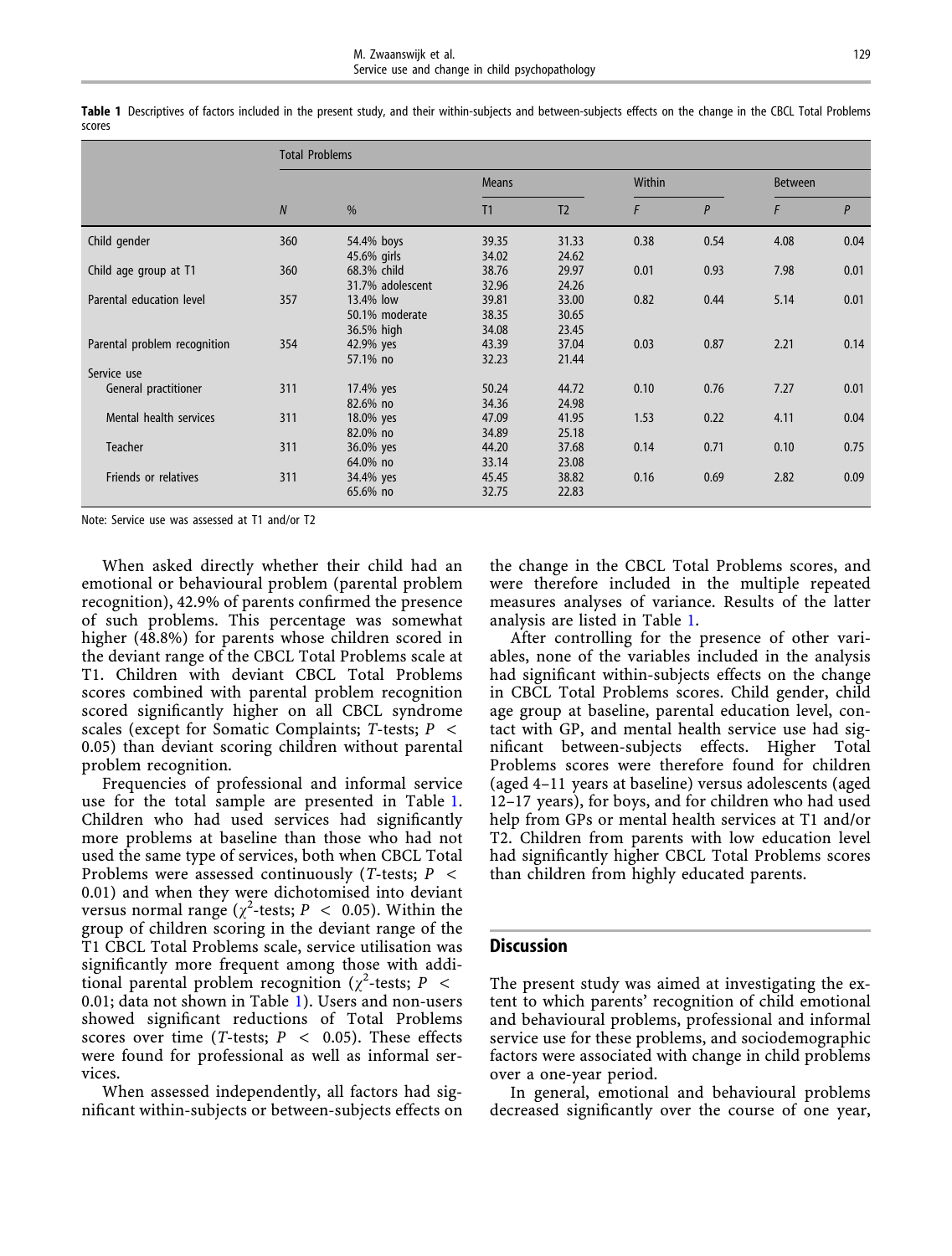**Table 1** Descriptives of factors included in the present study, and their within-subjects and between-subjects effects on the change in the CBCL Total Problems scores

| | Total Problems | | | | | | | |
|---|---|---|---|---|---|---|---|---|
| | | | Means | | Within | | Between | |
| | *N* | % | T1 | T2 | *F* | *P* | *F* | *P* |
| Child gender | 360 | 54.4% boys | 39.35 | 31.33 | 0.38 | 0.54 | 4.08 | 0.04 |
| | | 45.6% girls | 34.02 | 24.62 | | | | |
| Child age group at T1 | 360 | 68.3% child | 38.76 | 29.97 | 0.01 | 0.93 | 7.98 | 0.01 |
| | | 31.7% adolescent | 32.96 | 24.26 | | | | |
| Parental education level | 357 | 13.4% low | 39.81 | 33.00 | 0.82 | 0.44 | 5.14 | 0.01 |
| | | 50.1% moderate | 38.35 | 30.65 | | | | |
| | | 36.5% high | 34.08 | 23.45 | | | | |
| Parental problem recognition | 354 | 42.9% yes | 43.39 | 37.04 | 0.03 | 0.87 | 2.21 | 0.14 |
| | | 57.1% no | 32.23 | 21.44 | | | | |
| Service use | | | | | | | | |
| General practitioner | 311 | 17.4% yes | 50.24 | 44.72 | 0.10 | 0.76 | 7.27 | 0.01 |
| | | 82.6% no | 34.36 | 24.98 | | | | |
| Mental health services | 311 | 18.0% yes | 47.09 | 41.95 | 1.53 | 0.22 | 4.11 | 0.04 |
| | | 82.0% no | 34.89 | 25.18 | | | | |
| Teacher | 311 | 36.0% yes | 44.20 | 37.68 | 0.14 | 0.71 | 0.10 | 0.75 |
| | | 64.0% no | 33.14 | 23.08 | | | | |
| Friends or relatives | 311 | 34.4% yes | 45.45 | 38.82 | 0.16 | 0.69 | 2.82 | 0.09 |
| | | 65.6% no | 32.75 | 22.83 | | | | |

Note: Service use was assessed at T1 and/or T2

When asked directly whether their child had an emotional or behavioural problem (parental problem recognition), 42.9% of parents confirmed the presence of such problems. This percentage was somewhat higher (48.8%) for parents whose children scored in the deviant range of the CBCL Total Problems scale at T1. Children with deviant CBCL Total Problems scores combined with parental problem recognition scored significantly higher on all CBCL syndrome scales (except for Somatic Complaints; *T*-tests; $P < 0.05$) than deviant scoring children without parental problem recognition.

Frequencies of professional and informal service use for the total sample are presented in Table 1. Children who had used services had significantly more problems at baseline than those who had not used the same type of services, both when CBCL Total Problems were assessed continuously (*T*-tests; $P < 0.01$) and when they were dichotomised into deviant versus normal range ($\chi^2$-tests; $P < 0.05$). Within the group of children scoring in the deviant range of the T1 CBCL Total Problems scale, service utilisation was significantly more frequent among those with additional parental problem recognition ($\chi^2$-tests; $P < 0.01$; data not shown in Table 1). Users and non-users showed significant reductions of Total Problems scores over time (*T*-tests; $P < 0.05$). These effects were found for professional as well as informal services.

When assessed independently, all factors had significant within-subjects or between-subjects effects on the change in the CBCL Total Problems scores, and were therefore included in the multiple repeated measures analyses of variance. Results of the latter analysis are listed in Table 1.

After controlling for the presence of other variables, none of the variables included in the analysis had significant within-subjects effects on the change in CBCL Total Problems scores. Child gender, child age group at baseline, parental education level, contact with GP, and mental health service use had significant between-subjects effects. Higher Total Problems scores were therefore found for children (aged 4–11 years at baseline) versus adolescents (aged 12–17 years), for boys, and for children who had used help from GPs or mental health services at T1 and/or T2. Children from parents with low education level had significantly higher CBCL Total Problems scores than children from highly educated parents.

## Discussion

The present study was aimed at investigating the extent to which parents' recognition of child emotional and behavioural problems, professional and informal service use for these problems, and sociodemographic factors were associated with change in child problems over a one-year period.

In general, emotional and behavioural problems decreased significantly over the course of one year,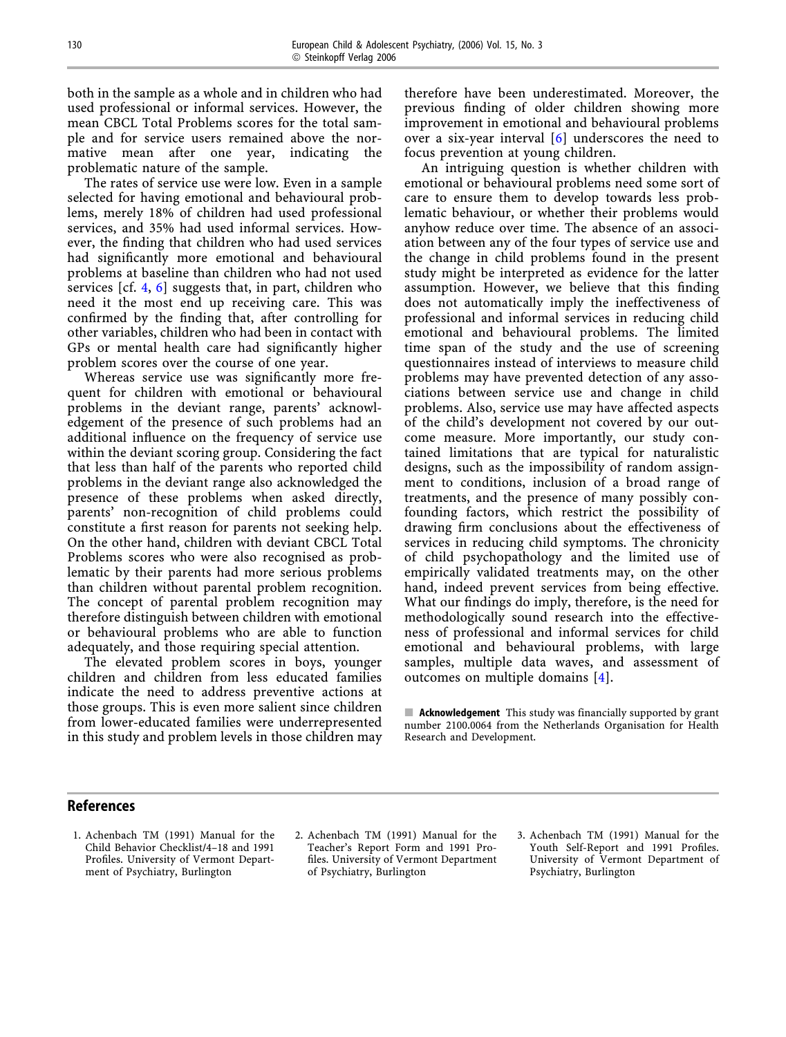both in the sample as a whole and in children who had used professional or informal services. However, the mean CBCL Total Problems scores for the total sample and for service users remained above the normative mean after one year, indicating the problematic nature of the sample.

The rates of service use were low. Even in a sample selected for having emotional and behavioural problems, merely 18% of children had used professional services, and 35% had used informal services. However, the finding that children who had used services had significantly more emotional and behavioural problems at baseline than children who had not used services [cf. 4, 6] suggests that, in part, children who need it the most end up receiving care. This was confirmed by the finding that, after controlling for other variables, children who had been in contact with GPs or mental health care had significantly higher problem scores over the course of one year.

Whereas service use was significantly more frequent for children with emotional or behavioural problems in the deviant range, parents' acknowledgement of the presence of such problems had an additional influence on the frequency of service use within the deviant scoring group. Considering the fact that less than half of the parents who reported child problems in the deviant range also acknowledged the presence of these problems when asked directly, parents' non-recognition of child problems could constitute a first reason for parents not seeking help. On the other hand, children with deviant CBCL Total Problems scores who were also recognised as problematic by their parents had more serious problems than children without parental problem recognition. The concept of parental problem recognition may therefore distinguish between children with emotional or behavioural problems who are able to function adequately, and those requiring special attention.

The elevated problem scores in boys, younger children and children from less educated families indicate the need to address preventive actions at those groups. This is even more salient since children from lower-educated families were underrepresented in this study and problem levels in those children may therefore have been underestimated. Moreover, the previous finding of older children showing more improvement in emotional and behavioural problems over a six-year interval [6] underscores the need to focus prevention at young children.

An intriguing question is whether children with emotional or behavioural problems need some sort of care to ensure them to develop towards less problematic behaviour, or whether their problems would anyhow reduce over time. The absence of an association between any of the four types of service use and the change in child problems found in the present study might be interpreted as evidence for the latter assumption. However, we believe that this finding does not automatically imply the ineffectiveness of professional and informal services in reducing child emotional and behavioural problems. The limited time span of the study and the use of screening questionnaires instead of interviews to measure child problems may have prevented detection of any associations between service use and change in child problems. Also, service use may have affected aspects of the child's development not covered by our outcome measure. More importantly, our study contained limitations that are typical for naturalistic designs, such as the impossibility of random assignment to conditions, inclusion of a broad range of treatments, and the presence of many possibly confounding factors, which restrict the possibility of drawing firm conclusions about the effectiveness of services in reducing child symptoms. The chronicity of child psychopathology and the limited use of empirically validated treatments may, on the other hand, indeed prevent services from being effective. What our findings do imply, therefore, is the need for methodologically sound research into the effectiveness of professional and informal services for child emotional and behavioural problems, with large samples, multiple data waves, and assessment of outcomes on multiple domains [4].

**Acknowledgement** This study was financially supported by grant number 2100.0064 from the Netherlands Organisation for Health Research and Development.

## References

1. Achenbach TM (1991) Manual for the Child Behavior Checklist/4–18 and 1991 Profiles. University of Vermont Department of Psychiatry, Burlington
2. Achenbach TM (1991) Manual for the Teacher's Report Form and 1991 Profiles. University of Vermont Department of Psychiatry, Burlington
3. Achenbach TM (1991) Manual for the Youth Self-Report and 1991 Profiles. University of Vermont Department of Psychiatry, Burlington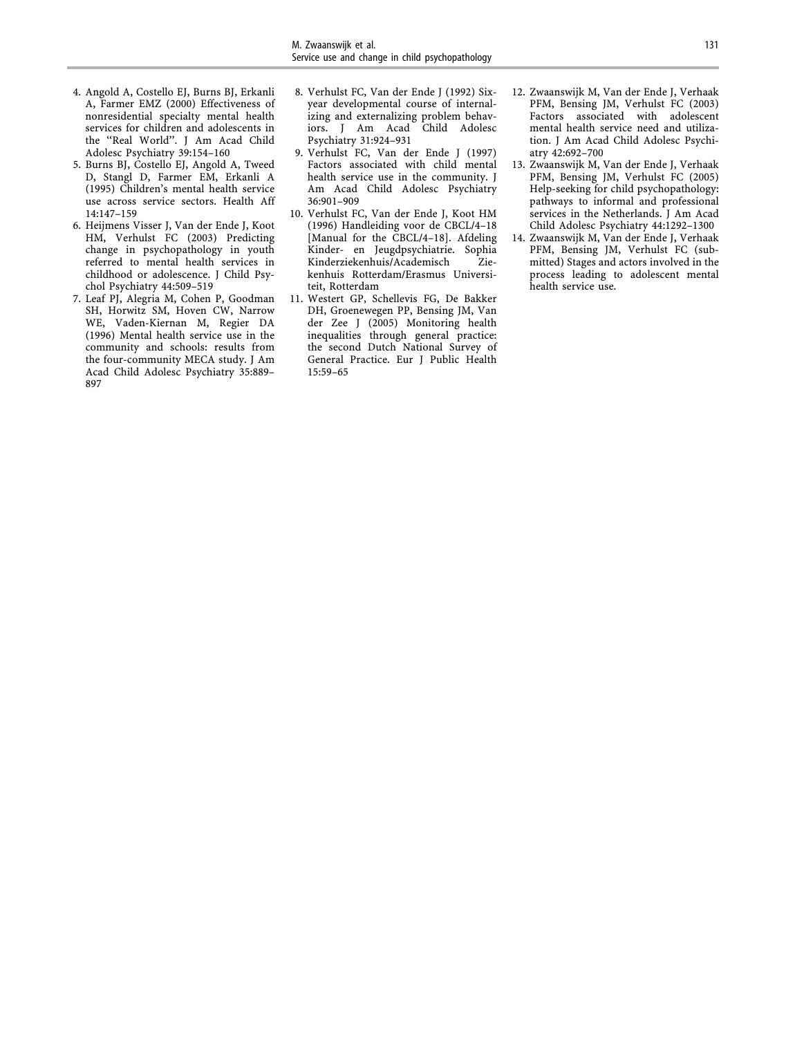4. Angold A, Costello EJ, Burns BJ, Erkanli A, Farmer EMZ (2000) Effectiveness of nonresidential specialty mental health services for children and adolescents in the "Real World". J Am Acad Child Adolesc Psychiatry 39:154–160
5. Burns BJ, Costello EJ, Angold A, Tweed D, Stangl D, Farmer EM, Erkanli A (1995) Children's mental health service use across service sectors. Health Aff 14:147–159
6. Heijmens Visser J, Van der Ende J, Koot HM, Verhulst FC (2003) Predicting change in psychopathology in youth referred to mental health services in childhood or adolescence. J Child Psychol Psychiatry 44:509–519
7. Leaf PJ, Alegria M, Cohen P, Goodman SH, Horwitz SM, Hoven CW, Narrow WE, Vaden-Kiernan M, Regier DA (1996) Mental health service use in the community and schools: results from the four-community MECA study. J Am Acad Child Adolesc Psychiatry 35:889–897
8. Verhulst FC, Van der Ende J (1992) Six-year developmental course of internalizing and externalizing problem behaviors. J Am Acad Child Adolesc Psychiatry 31:924–931
9. Verhulst FC, Van der Ende J (1997) Factors associated with child mental health service use in the community. J Am Acad Child Adolesc Psychiatry 36:901–909
10. Verhulst FC, Van der Ende J, Koot HM (1996) Handleiding voor de CBCL/4–18 [Manual for the CBCL/4–18]. Afdeling Kinder- en Jeugdpsychiatrie. Sophia Kinderziekenhuis/Academisch Ziekenhuis Rotterdam/Erasmus Universiteit, Rotterdam
11. Westert GP, Schellevis FG, De Bakker DH, Groenewegen PP, Bensing JM, Van der Zee J (2005) Monitoring health inequalities through general practice: the second Dutch National Survey of General Practice. Eur J Public Health 15:59–65
12. Zwaanswijk M, Van der Ende J, Verhaak PFM, Bensing JM, Verhulst FC (2003) Factors associated with adolescent mental health service need and utilization. J Am Acad Child Adolesc Psychiatry 42:692–700
13. Zwaanswijk M, Van der Ende J, Verhaak PFM, Bensing JM, Verhulst FC (2005) Help-seeking for child psychopathology: pathways to informal and professional services in the Netherlands. J Am Acad Child Adolesc Psychiatry 44:1292–1300
14. Zwaanswijk M, Van der Ende J, Verhaak PFM, Bensing JM, Verhulst FC (submitted) Stages and actors involved in the process leading to adolescent mental health service use.